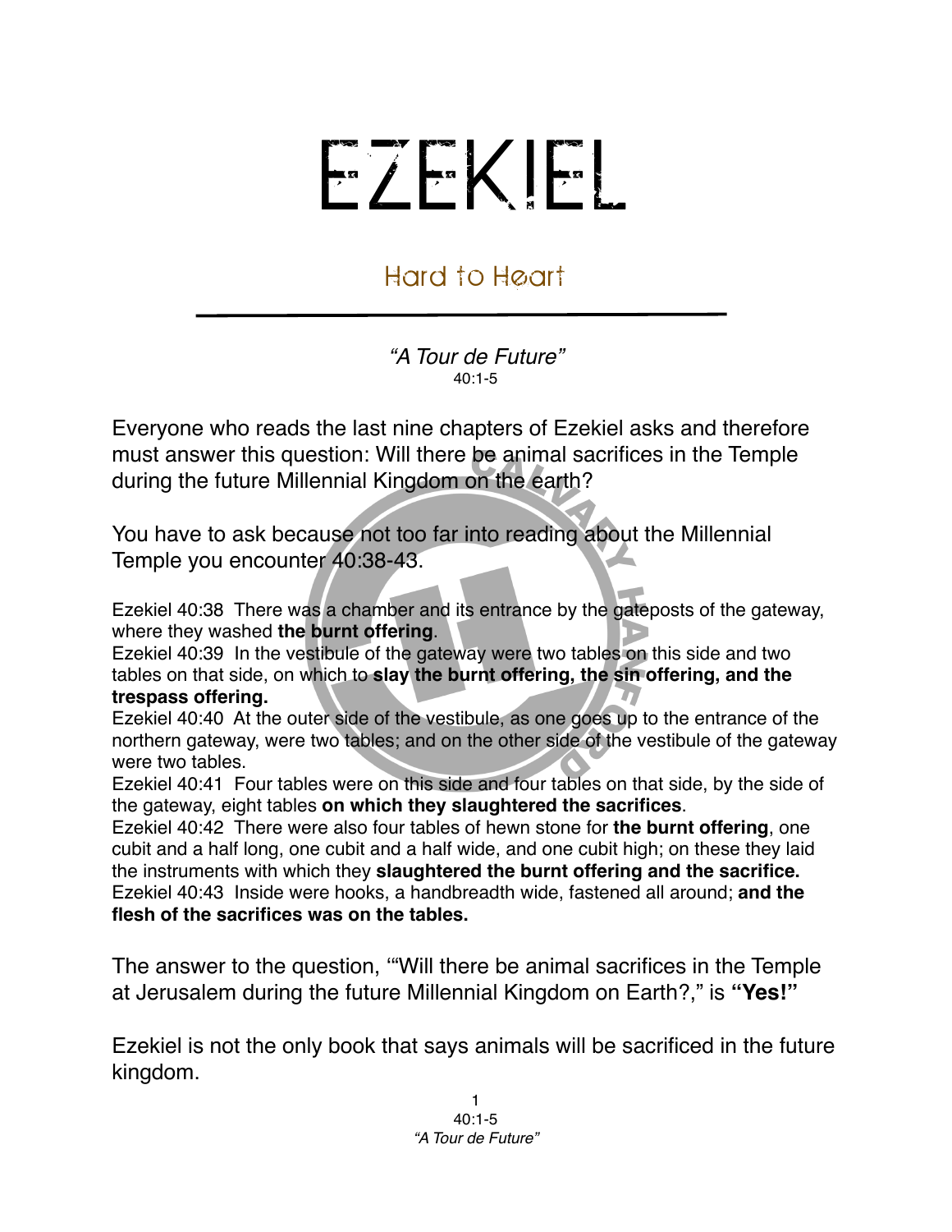# EZEKIEL

## Hard to Heart

*"A Tour de Future"*
40:1-5

Everyone who reads the last nine chapters of Ezekiel asks and therefore must answer this question: Will there be animal sacrifices in the Temple during the future Millennial Kingdom on the earth?

You have to ask because not too far into reading about the Millennial Temple you encounter 40:38-43.

Ezekiel 40:38 There was a chamber and its entrance by the gateposts of the gateway, where they washed **the burnt offering**.
Ezekiel 40:39 In the vestibule of the gateway were two tables on this side and two tables on that side, on which to **slay the burnt offering, the sin offering, and the trespass offering.**
Ezekiel 40:40 At the outer side of the vestibule, as one goes up to the entrance of the northern gateway, were two tables; and on the other side of the vestibule of the gateway were two tables.
Ezekiel 40:41 Four tables were on this side and four tables on that side, by the side of the gateway, eight tables **on which they slaughtered the sacrifices**.
Ezekiel 40:42 There were also four tables of hewn stone for **the burnt offering**, one cubit and a half long, one cubit and a half wide, and one cubit high; on these they laid the instruments with which they **slaughtered the burnt offering and the sacrifice.**
Ezekiel 40:43 Inside were hooks, a handbreadth wide, fastened all around; **and the flesh of the sacrifices was on the tables.**

The answer to the question, '"Will there be animal sacrifices in the Temple at Jerusalem during the future Millennial Kingdom on Earth?," is **"Yes!"**

Ezekiel is not the only book that says animals will be sacrificed in the future kingdom.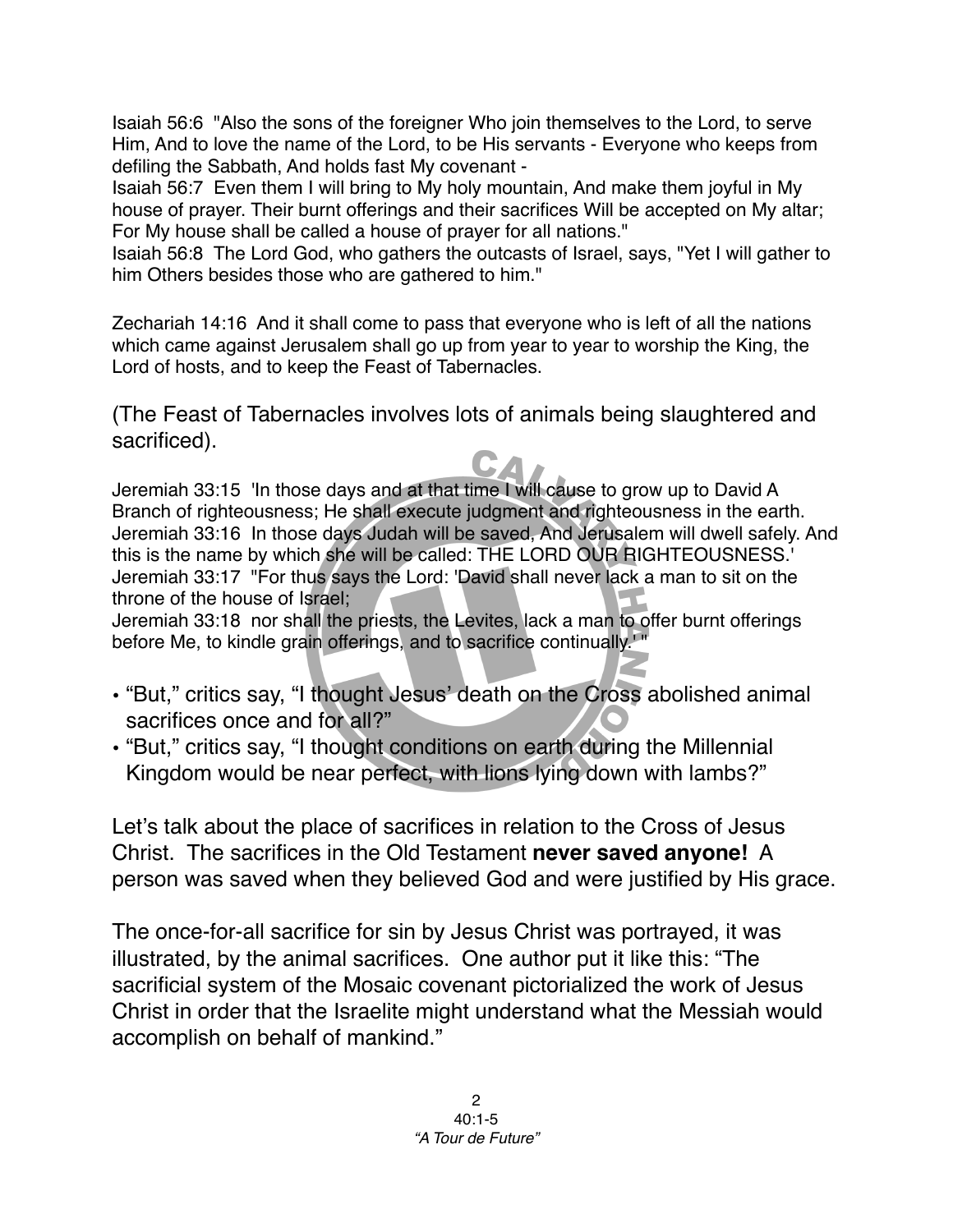Isaiah 56:6 "Also the sons of the foreigner Who join themselves to the Lord, to serve Him, And to love the name of the Lord, to be His servants - Everyone who keeps from defiling the Sabbath, And holds fast My covenant -
Isaiah 56:7 Even them I will bring to My holy mountain, And make them joyful in My house of prayer. Their burnt offerings and their sacrifices Will be accepted on My altar; For My house shall be called a house of prayer for all nations."
Isaiah 56:8 The Lord God, who gathers the outcasts of Israel, says, "Yet I will gather to him Others besides those who are gathered to him."

Zechariah 14:16 And it shall come to pass that everyone who is left of all the nations which came against Jerusalem shall go up from year to year to worship the King, the Lord of hosts, and to keep the Feast of Tabernacles.

(The Feast of Tabernacles involves lots of animals being slaughtered and sacrificed).

Jeremiah 33:15 'In those days and at that time I will cause to grow up to David A Branch of righteousness; He shall execute judgment and righteousness in the earth.
Jeremiah 33:16 In those days Judah will be saved, And Jerusalem will dwell safely. And this is the name by which she will be called: THE LORD OUR RIGHTEOUSNESS.'
Jeremiah 33:17 "For thus says the Lord: 'David shall never lack a man to sit on the throne of the house of Israel;
Jeremiah 33:18 nor shall the priests, the Levites, lack a man to offer burnt offerings before Me, to kindle grain offerings, and to sacrifice continually.' "

- "But," critics say, "I thought Jesus' death on the Cross abolished animal sacrifices once and for all?"
- "But," critics say, "I thought conditions on earth during the Millennial Kingdom would be near perfect, with lions lying down with lambs?"

Let's talk about the place of sacrifices in relation to the Cross of Jesus Christ. The sacrifices in the Old Testament **never saved anyone!** A person was saved when they believed God and were justified by His grace.

The once-for-all sacrifice for sin by Jesus Christ was portrayed, it was illustrated, by the animal sacrifices. One author put it like this: "The sacrificial system of the Mosaic covenant pictorialized the work of Jesus Christ in order that the Israelite might understand what the Messiah would accomplish on behalf of mankind."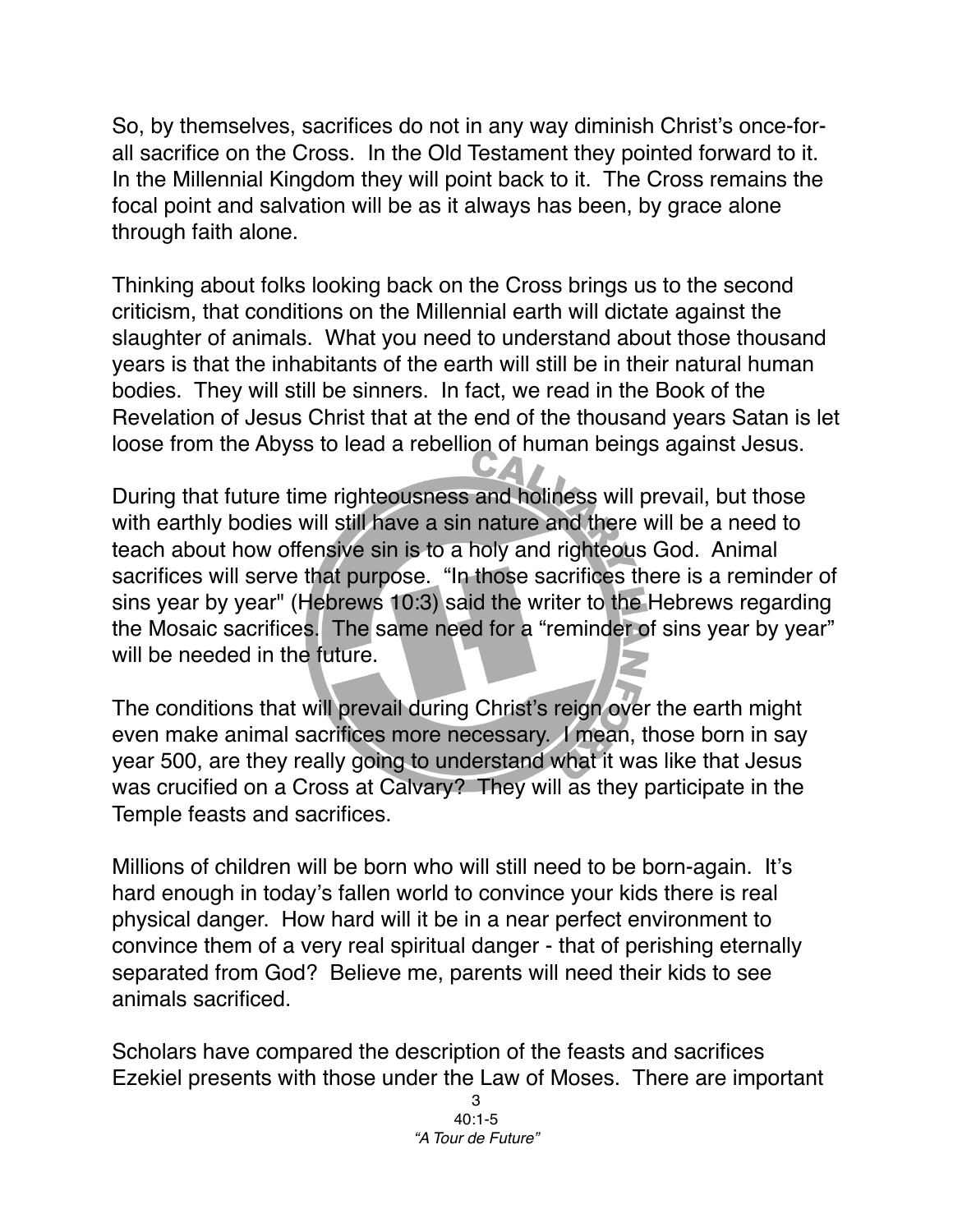So, by themselves, sacrifices do not in any way diminish Christ's once-for-all sacrifice on the Cross. In the Old Testament they pointed forward to it. In the Millennial Kingdom they will point back to it. The Cross remains the focal point and salvation will be as it always has been, by grace alone through faith alone.

Thinking about folks looking back on the Cross brings us to the second criticism, that conditions on the Millennial earth will dictate against the slaughter of animals. What you need to understand about those thousand years is that the inhabitants of the earth will still be in their natural human bodies. They will still be sinners. In fact, we read in the Book of the Revelation of Jesus Christ that at the end of the thousand years Satan is let loose from the Abyss to lead a rebellion of human beings against Jesus.

During that future time righteousness and holiness will prevail, but those with earthly bodies will still have a sin nature and there will be a need to teach about how offensive sin is to a holy and righteous God. Animal sacrifices will serve that purpose. "In those sacrifices there is a reminder of sins year by year" (Hebrews 10:3) said the writer to the Hebrews regarding the Mosaic sacrifices. The same need for a "reminder of sins year by year" will be needed in the future.

The conditions that will prevail during Christ's reign over the earth might even make animal sacrifices more necessary. I mean, those born in say year 500, are they really going to understand what it was like that Jesus was crucified on a Cross at Calvary? They will as they participate in the Temple feasts and sacrifices.

Millions of children will be born who will still need to be born-again. It's hard enough in today's fallen world to convince your kids there is real physical danger. How hard will it be in a near perfect environment to convince them of a very real spiritual danger - that of perishing eternally separated from God? Believe me, parents will need their kids to see animals sacrificed.

Scholars have compared the description of the feasts and sacrifices Ezekiel presents with those under the Law of Moses. There are important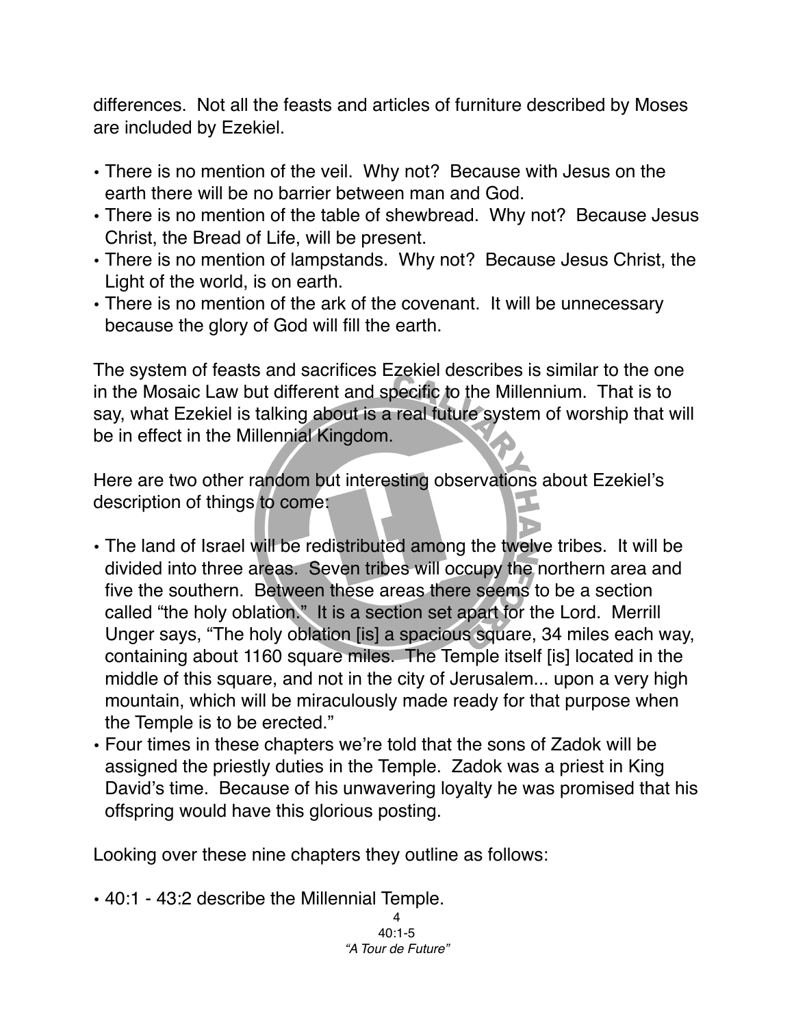differences. Not all the feasts and articles of furniture described by Moses are included by Ezekiel.

- There is no mention of the veil. Why not? Because with Jesus on the earth there will be no barrier between man and God.
- There is no mention of the table of shewbread. Why not? Because Jesus Christ, the Bread of Life, will be present.
- There is no mention of lampstands. Why not? Because Jesus Christ, the Light of the world, is on earth.
- There is no mention of the ark of the covenant. It will be unnecessary because the glory of God will fill the earth.

The system of feasts and sacrifices Ezekiel describes is similar to the one in the Mosaic Law but different and specific to the Millennium. That is to say, what Ezekiel is talking about is a real future system of worship that will be in effect in the Millennial Kingdom.

Here are two other random but interesting observations about Ezekiel's description of things to come:

- The land of Israel will be redistributed among the twelve tribes. It will be divided into three areas. Seven tribes will occupy the northern area and five the southern. Between these areas there seems to be a section called "the holy oblation." It is a section set apart for the Lord. Merrill Unger says, "The holy oblation [is] a spacious square, 34 miles each way, containing about 1160 square miles. The Temple itself [is] located in the middle of this square, and not in the city of Jerusalem... upon a very high mountain, which will be miraculously made ready for that purpose when the Temple is to be erected."
- Four times in these chapters we're told that the sons of Zadok will be assigned the priestly duties in the Temple. Zadok was a priest in King David's time. Because of his unwavering loyalty he was promised that his offspring would have this glorious posting.

Looking over these nine chapters they outline as follows:

- 40:1 - 43:2 describe the Millennial Temple.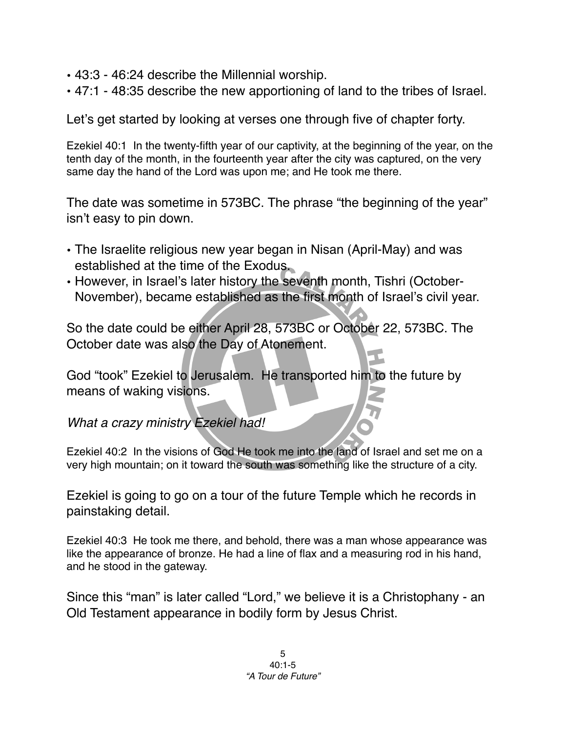- 43:3 - 46:24 describe the Millennial worship.
- 47:1 - 48:35 describe the new apportioning of land to the tribes of Israel.

Let's get started by looking at verses one through five of chapter forty.

Ezekiel 40:1 In the twenty-fifth year of our captivity, at the beginning of the year, on the tenth day of the month, in the fourteenth year after the city was captured, on the very same day the hand of the Lord was upon me; and He took me there.

The date was sometime in 573BC. The phrase "the beginning of the year" isn't easy to pin down.

- The Israelite religious new year began in Nisan (April-May) and was established at the time of the Exodus.
- However, in Israel's later history the seventh month, Tishri (October-November), became established as the first month of Israel's civil year.

So the date could be either April 28, 573BC or October 22, 573BC. The October date was also the Day of Atonement.

God "took" Ezekiel to Jerusalem. He transported him to the future by means of waking visions.

*What a crazy ministry Ezekiel had!*

Ezekiel 40:2 In the visions of God He took me into the land of Israel and set me on a very high mountain; on it toward the south was something like the structure of a city.

Ezekiel is going to go on a tour of the future Temple which he records in painstaking detail.

Ezekiel 40:3 He took me there, and behold, there was a man whose appearance was like the appearance of bronze. He had a line of flax and a measuring rod in his hand, and he stood in the gateway.

Since this "man" is later called "Lord," we believe it is a Christophany - an Old Testament appearance in bodily form by Jesus Christ.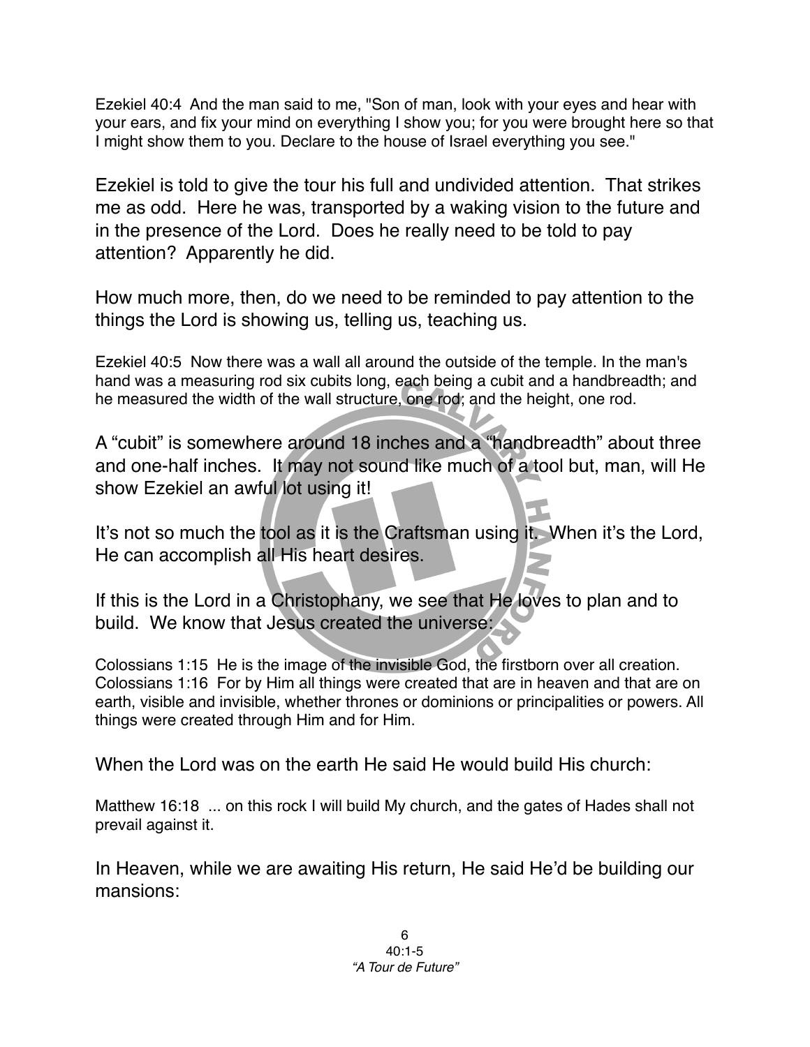Ezekiel 40:4 And the man said to me, "Son of man, look with your eyes and hear with your ears, and fix your mind on everything I show you; for you were brought here so that I might show them to you. Declare to the house of Israel everything you see."

Ezekiel is told to give the tour his full and undivided attention. That strikes me as odd. Here he was, transported by a waking vision to the future and in the presence of the Lord. Does he really need to be told to pay attention? Apparently he did.

How much more, then, do we need to be reminded to pay attention to the things the Lord is showing us, telling us, teaching us.

Ezekiel 40:5 Now there was a wall all around the outside of the temple. In the man's hand was a measuring rod six cubits long, each being a cubit and a handbreadth; and he measured the width of the wall structure, one rod; and the height, one rod.

A "cubit" is somewhere around 18 inches and a "handbreadth" about three and one-half inches. It may not sound like much of a tool but, man, will He show Ezekiel an awful lot using it!

It's not so much the tool as it is the Craftsman using it. When it's the Lord, He can accomplish all His heart desires.

If this is the Lord in a Christophany, we see that He loves to plan and to build. We know that Jesus created the universe:

Colossians 1:15 He is the image of the invisible God, the firstborn over all creation. Colossians 1:16 For by Him all things were created that are in heaven and that are on earth, visible and invisible, whether thrones or dominions or principalities or powers. All things were created through Him and for Him.

When the Lord was on the earth He said He would build His church:

Matthew 16:18 ... on this rock I will build My church, and the gates of Hades shall not prevail against it.

In Heaven, while we are awaiting His return, He said He'd be building our mansions: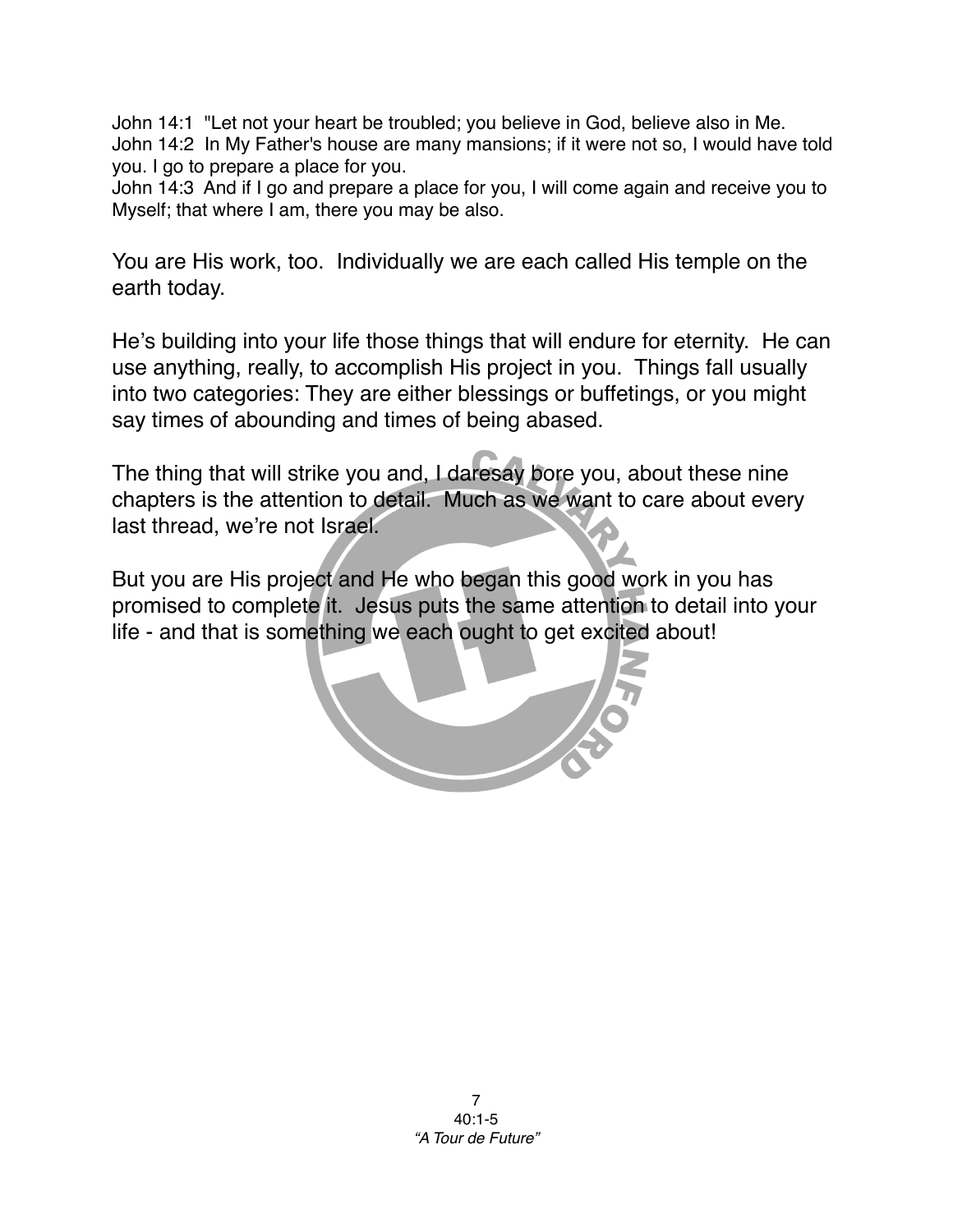John 14:1 "Let not your heart be troubled; you believe in God, believe also in Me.
John 14:2 In My Father's house are many mansions; if it were not so, I would have told you. I go to prepare a place for you.
John 14:3 And if I go and prepare a place for you, I will come again and receive you to Myself; that where I am, there you may be also.

You are His work, too. Individually we are each called His temple on the earth today.

He's building into your life those things that will endure for eternity. He can use anything, really, to accomplish His project in you. Things fall usually into two categories: They are either blessings or buffetings, or you might say times of abounding and times of being abased.

The thing that will strike you and, I daresay bore you, about these nine chapters is the attention to detail. Much as we want to care about every last thread, we're not Israel.

But you are His project and He who began this good work in you has promised to complete it. Jesus puts the same attention to detail into your life - and that is something we each ought to get excited about!